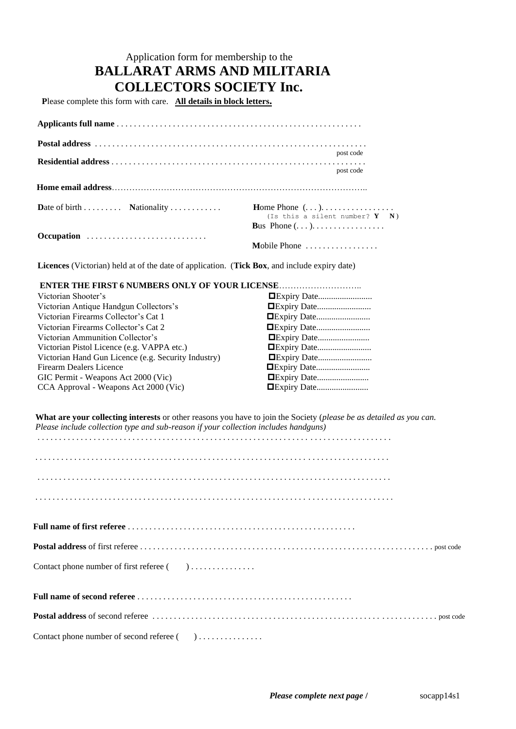Application form for membership to the

# BALLARAT ARMS AND MILITARIA COLLECTORS SOCIETY Inc.

**P**lease complete this form with care. **All details in block letters.**

**Applicants full name** . . . . . . . . . . . . . . . . . . . . . . . . . . . . . . . . . . . . . . . . . . . . . . . . . . . . . . .

**Postal address** . . . . . . . . . . . . . . . . . . . . . . . . . . . . . . . . . . . . . . . . . . . . . . . . . . . . . . . . . . . . . post code

**Residential address** . . . . . . . . . . . . . . . . . . . . . . . . . . . . . . . . . . . . . . . . . . . . . . . . . . . . . . . . . . post code

**Home email address**……………………………………………………………………………..

**D**ate of birth . . . . . . . . . **N**ationality . . . . . . . . . . . .

**H**ome Phone (. . . ). . . . . . . . . . . . . . . . .
(Is this a silent number? **Y** **N**)

**B**us Phone (. . . ). . . . . . . . . . . . . . . . .

**Occupation** . . . . . . . . . . . . . . . . . . . . . . . . . . .

**M**obile Phone . . . . . . . . . . . . . . . . .

**Licences** (Victorian) held at of the date of application. (**Tick Box**, and include expiry date)

**ENTER THE FIRST 6 NUMBERS ONLY OF YOUR LICENSE**………………………..

| Licence | Expiry |
|---|---|
| Victorian Shooter's | ☐Expiry Date......................... |
| Victorian Antique Handgun Collectors's | ☐Expiry Date......................... |
| Victorian Firearms Collector's Cat 1 | ☐Expiry Date......................... |
| Victorian Firearms Collector's Cat 2 | ☐Expiry Date......................... |
| Victorian Ammunition Collector's | ☐Expiry Date........................ |
| Victorian Pistol Licence (e.g. VAPPA etc.) | ☐Expiry Date......................... |
| Victorian Hand Gun Licence (e.g. Security Industry) | ☐Expiry Date......................... |
| Firearm Dealers Licence | ☐Expiry Date......................... |
| GIC Permit - Weapons Act 2000 (Vic) | ☐Expiry Date........................ |
| CCA Approval - Weapons Act 2000 (Vic) | ☐Expiry Date........................ |

**What are your collecting interests** or other reasons you have to join the Society (*please be as detailed as you can. Please include collection type and sub-reason if your collection includes handguns)*

. . . . . . . . . . . . . . . . . . . . . . . . . . . . . . . . . . . . . . . . . . . . . . . . . . . . . . . . . . . . . . . . . . . . . . . . . . . . . . .

. . . . . . . . . . . . . . . . . . . . . . . . . . . . . . . . . . . . . . . . . . . . . . . . . . . . . . . . . . . . . . . . . . . . . . . . . . . . . . .

. . . . . . . . . . . . . . . . . . . . . . . . . . . . . . . . . . . . . . . . . . . . . . . . . . . . . . . . . . . . . . . . . . . . . . . . . . . . . . .

. . . . . . . . . . . . . . . . . . . . . . . . . . . . . . . . . . . . . . . . . . . . . . . . . . . . . . . . . . . . . . . . . . . . . . . . . . . . . . .

**Full name of first referee** . . . . . . . . . . . . . . . . . . . . . . . . . . . . . . . . . . . . . . . . . . . . . . . . . . . .

**Postal address** of first referee . . . . . . . . . . . . . . . . . . . . . . . . . . . . . . . . . . . . . . . . . . . . . . . . . . . . . . . . . . . . . . . . . . . . post code

Contact phone number of first referee (     ) . . . . . . . . . . . . . .

**Full name of second referee** . . . . . . . . . . . . . . . . . . . . . . . . . . . . . . . . . . . . . . . . . . . . . . . . .

**Postal address** of second referee . . . . . . . . . . . . . . . . . . . . . . . . . . . . . . . . . . . . . . . . . . . . . . . . . . . . . . . . . . . . . . . . post code

Contact phone number of second referee (     ) . . . . . . . . . . . . . .

***Please complete next page /***      socapp14s1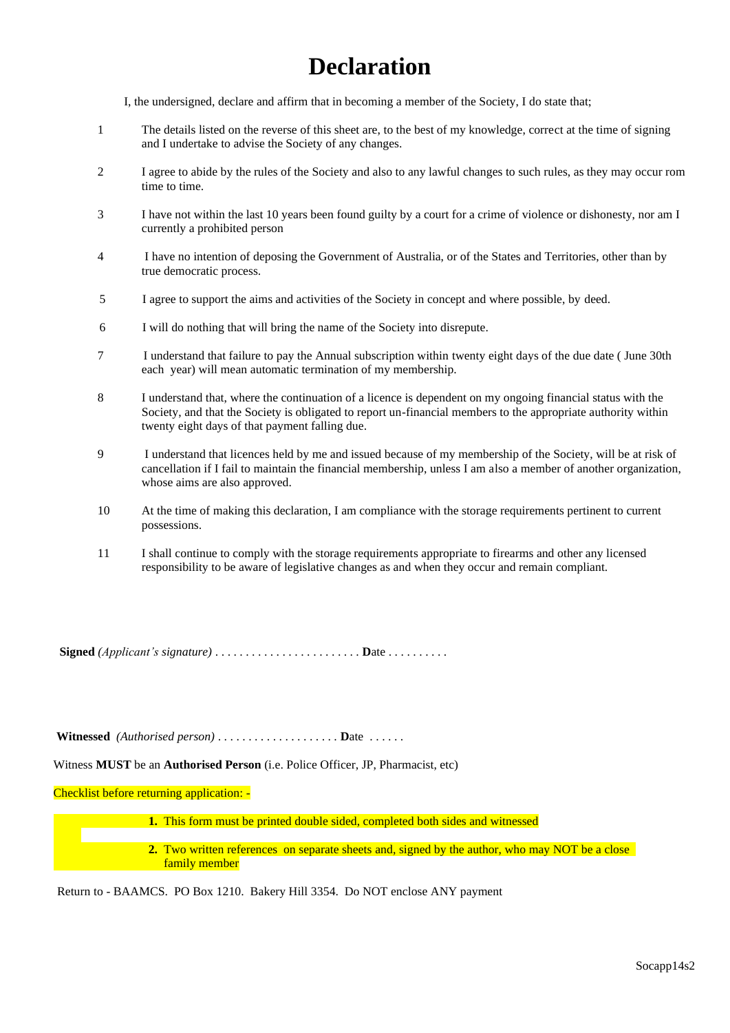# Declaration

I, the undersigned, declare and affirm that in becoming a member of the Society, I do state that;

1. The details listed on the reverse of this sheet are, to the best of my knowledge, correct at the time of signing and I undertake to advise the Society of any changes.

2. I agree to abide by the rules of the Society and also to any lawful changes to such rules, as they may occur rom time to time.

3. I have not within the last 10 years been found guilty by a court for a crime of violence or dishonesty, nor am I currently a prohibited person

4. I have no intention of deposing the Government of Australia, or of the States and Territories, other than by true democratic process.

5. I agree to support the aims and activities of the Society in concept and where possible, by deed.

6. I will do nothing that will bring the name of the Society into disrepute.

7. I understand that failure to pay the Annual subscription within twenty eight days of the due date ( June 30th each year) will mean automatic termination of my membership.

8. I understand that, where the continuation of a licence is dependent on my ongoing financial status with the Society, and that the Society is obligated to report un-financial members to the appropriate authority within twenty eight days of that payment falling due.

9. I understand that licences held by me and issued because of my membership of the Society, will be at risk of cancellation if I fail to maintain the financial membership, unless I am also a member of another organization, whose aims are also approved.

10. At the time of making this declaration, I am compliance with the storage requirements pertinent to current possessions.

11. I shall continue to comply with the storage requirements appropriate to firearms and other any licensed responsibility to be aware of legislative changes as and when they occur and remain compliant.

**Signed** *(Applicant's signature)* . . . . . . . . . . . . . . . . . . . . . . . . **D**ate . . . . . . . . . .

**Witnessed** *(Authorised person)* . . . . . . . . . . . . . . . . . . . . **D**ate . . . . . .

Witness **MUST** be an **Authorised Person** (i.e. Police Officer, JP, Pharmacist, etc)

Checklist before returning application: -

1. This form must be printed double sided, completed both sides and witnessed

2. Two written references on separate sheets and, signed by the author, who may NOT be a close family member

Return to - BAAMCS. PO Box 1210. Bakery Hill 3354. Do NOT enclose ANY payment

Socapp14s2